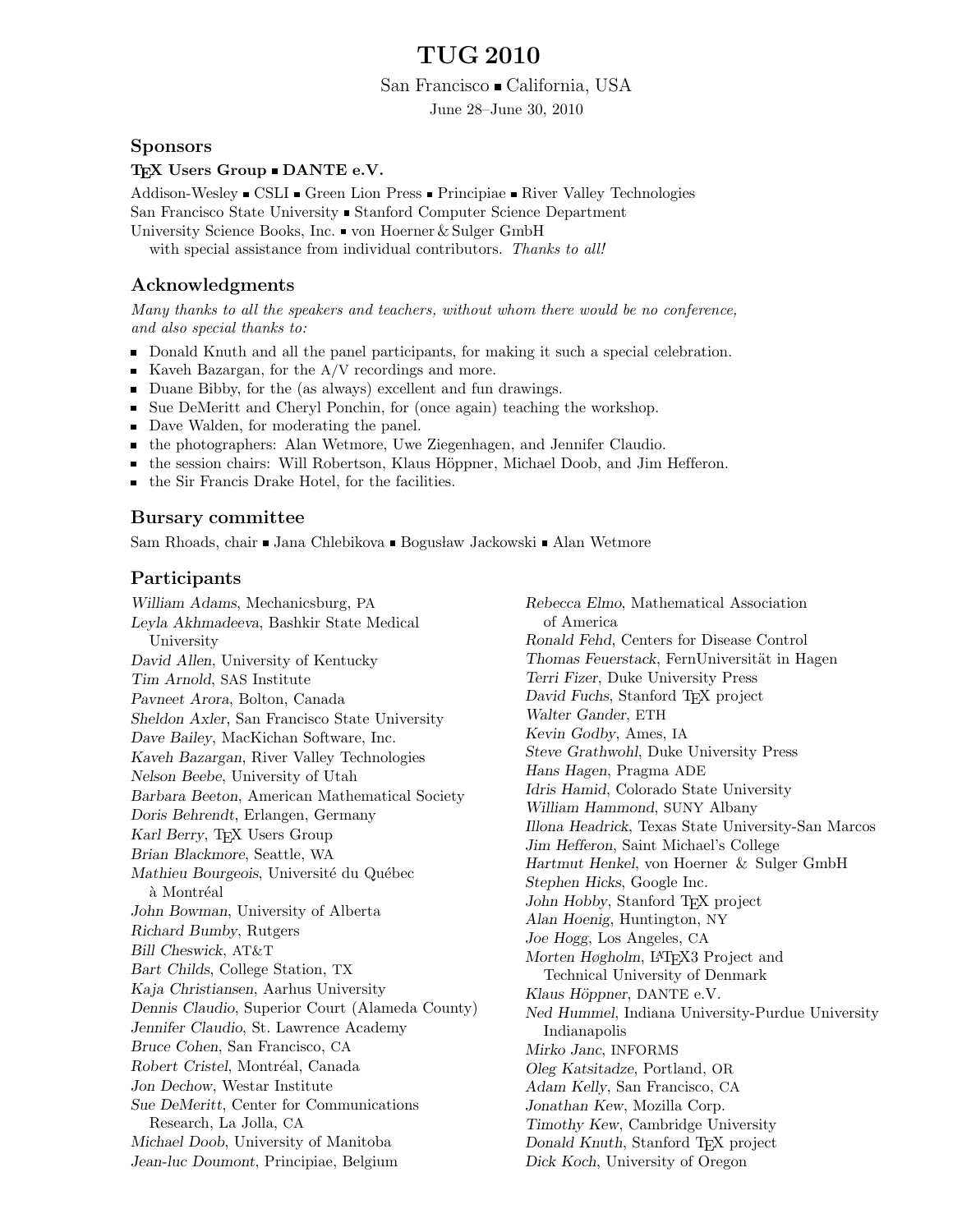# TUG 2010

San Francisco ▪ California, USA

June 28–June 30, 2010

## Sponsors

**TEX Users Group ▪ DANTE e.V.**

Addison-Wesley ▪ CSLI ▪ Green Lion Press ▪ Principiae ▪ River Valley Technologies
San Francisco State University ▪ Stanford Computer Science Department
University Science Books, Inc. ▪ von Hoerner & Sulger GmbH
with special assistance from individual contributors. *Thanks to all!*

## Acknowledgments

*Many thanks to all the speakers and teachers, without whom there would be no conference, and also special thanks to:*

- Donald Knuth and all the panel participants, for making it such a special celebration.
- Kaveh Bazargan, for the A/V recordings and more.
- Duane Bibby, for the (as always) excellent and fun drawings.
- Sue DeMeritt and Cheryl Ponchin, for (once again) teaching the workshop.
- Dave Walden, for moderating the panel.
- the photographers: Alan Wetmore, Uwe Ziegenhagen, and Jennifer Claudio.
- the session chairs: Will Robertson, Klaus Höppner, Michael Doob, and Jim Hefferon.
- the Sir Francis Drake Hotel, for the facilities.

## Bursary committee

Sam Rhoads, chair ▪ Jana Chlebikova ▪ Bogusław Jackowski ▪ Alan Wetmore

## Participants

*William Adams*, Mechanicsburg, PA
*Leyla Akhmadeeva*, Bashkir State Medical University
*David Allen*, University of Kentucky
*Tim Arnold*, SAS Institute
*Pavneet Arora*, Bolton, Canada
*Sheldon Axler*, San Francisco State University
*Dave Bailey*, MacKichan Software, Inc.
*Kaveh Bazargan*, River Valley Technologies
*Nelson Beebe*, University of Utah
*Barbara Beeton*, American Mathematical Society
*Doris Behrendt*, Erlangen, Germany
*Karl Berry*, TEX Users Group
*Brian Blackmore*, Seattle, WA
*Mathieu Bourgeois*, Université du Québec à Montréal
*John Bowman*, University of Alberta
*Richard Bumby*, Rutgers
*Bill Cheswick*, AT&T
*Bart Childs*, College Station, TX
*Kaja Christiansen*, Aarhus University
*Dennis Claudio*, Superior Court (Alameda County)
*Jennifer Claudio*, St. Lawrence Academy
*Bruce Cohen*, San Francisco, CA
*Robert Cristel*, Montréal, Canada
*Jon Dechow*, Westar Institute
*Sue DeMeritt*, Center for Communications Research, La Jolla, CA
*Michael Doob*, University of Manitoba
*Jean-luc Doumont*, Principiae, Belgium
*Rebecca Elmo*, Mathematical Association of America
*Ronald Fehd*, Centers for Disease Control
*Thomas Feuerstack*, FernUniversität in Hagen
*Terri Fizer*, Duke University Press
*David Fuchs*, Stanford TEX project
*Walter Gander*, ETH
*Kevin Godby*, Ames, IA
*Steve Grathwohl*, Duke University Press
*Hans Hagen*, Pragma ADE
*Idris Hamid*, Colorado State University
*William Hammond*, SUNY Albany
*Illona Headrick*, Texas State University-San Marcos
*Jim Hefferon*, Saint Michael's College
*Hartmut Henkel*, von Hoerner & Sulger GmbH
*Stephen Hicks*, Google Inc.
*John Hobby*, Stanford TEX project
*Alan Hoenig*, Huntington, NY
*Joe Hogg*, Los Angeles, CA
*Morten Høgholm*, LATEX3 Project and Technical University of Denmark
*Klaus Höppner*, DANTE e.V.
*Ned Hummel*, Indiana University-Purdue University Indianapolis
*Mirko Janc*, INFORMS
*Oleg Katsitadze*, Portland, OR
*Adam Kelly*, San Francisco, CA
*Jonathan Kew*, Mozilla Corp.
*Timothy Kew*, Cambridge University
*Donald Knuth*, Stanford TEX project
*Dick Koch*, University of Oregon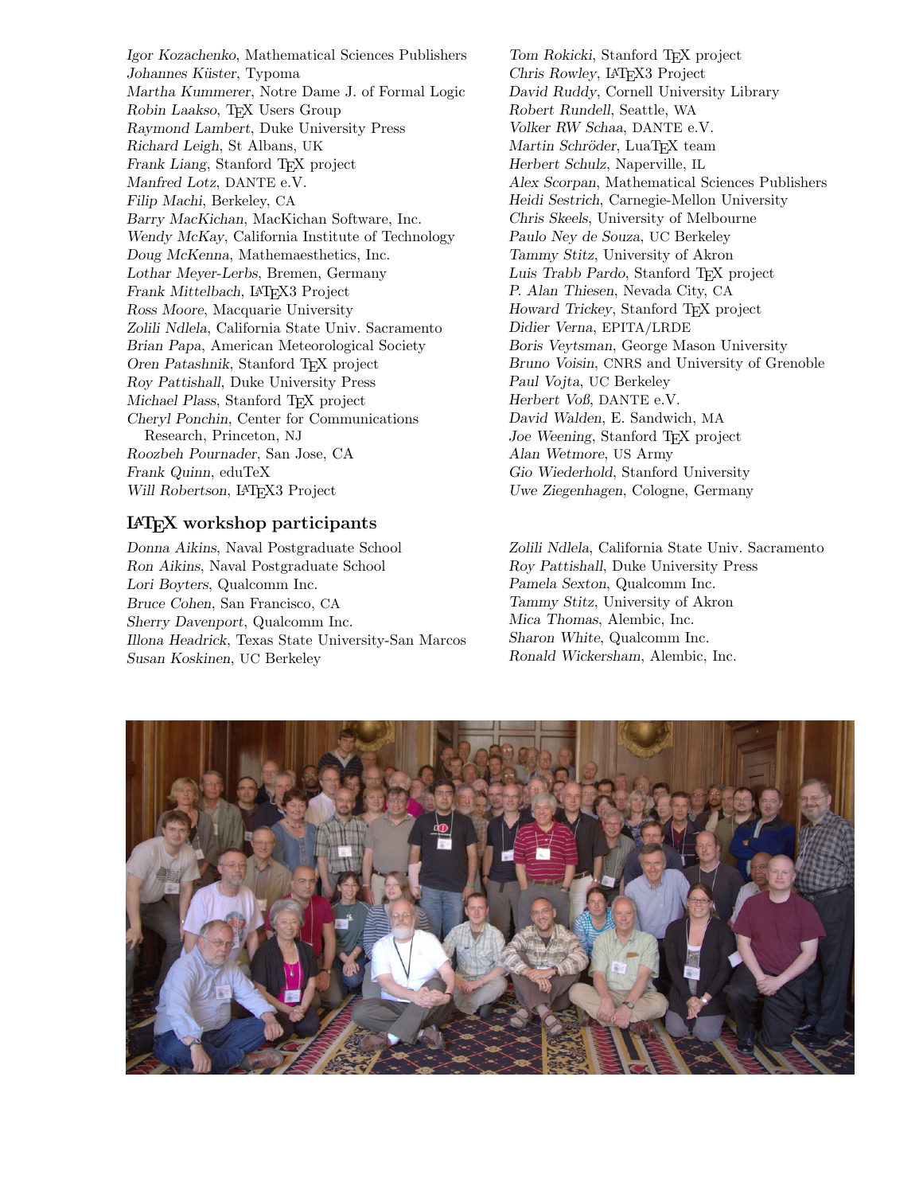*Igor Kozachenko*, Mathematical Sciences Publishers
*Johannes Küster*, Typoma
*Martha Kummerer*, Notre Dame J. of Formal Logic
*Robin Laakso*, TEX Users Group
*Raymond Lambert*, Duke University Press
*Richard Leigh*, St Albans, UK
*Frank Liang*, Stanford TEX project
*Manfred Lotz*, DANTE e.V.
*Filip Machi*, Berkeley, CA
*Barry MacKichan*, MacKichan Software, Inc.
*Wendy McKay*, California Institute of Technology
*Doug McKenna*, Mathemaesthetics, Inc.
*Lothar Meyer-Lerbs*, Bremen, Germany
*Frank Mittelbach*, LATEX3 Project
*Ross Moore*, Macquarie University
*Zolili Ndlela*, California State Univ. Sacramento
*Brian Papa*, American Meteorological Society
*Oren Patashnik*, Stanford TEX project
*Roy Pattishall*, Duke University Press
*Michael Plass*, Stanford TEX project
*Cheryl Ponchin*, Center for Communications Research, Princeton, NJ
*Roozbeh Pournader*, San Jose, CA
*Frank Quinn*, eduTeX
*Will Robertson*, LATEX3 Project
*Tom Rokicki*, Stanford TEX project
*Chris Rowley*, LATEX3 Project
*David Ruddy*, Cornell University Library
*Robert Rundell*, Seattle, WA
*Volker RW Schaa*, DANTE e.V.
*Martin Schröder*, LuaTEX team
*Herbert Schulz*, Naperville, IL
*Alex Scorpan*, Mathematical Sciences Publishers
*Heidi Sestrich*, Carnegie-Mellon University
*Chris Skeels*, University of Melbourne
*Paulo Ney de Souza*, UC Berkeley
*Tammy Stitz*, University of Akron
*Luis Trabb Pardo*, Stanford TEX project
*P. Alan Thiesen*, Nevada City, CA
*Howard Trickey*, Stanford TEX project
*Didier Verna*, EPITA/LRDE
*Boris Veytsman*, George Mason University
*Bruno Voisin*, CNRS and University of Grenoble
*Paul Vojta*, UC Berkeley
*Herbert Voß*, DANTE e.V.
*David Walden*, E. Sandwich, MA
*Joe Weening*, Stanford TEX project
*Alan Wetmore*, US Army
*Gio Wiederhold*, Stanford University
*Uwe Ziegenhagen*, Cologne, Germany

## LATEX workshop participants

*Donna Aikins*, Naval Postgraduate School
*Ron Aikins*, Naval Postgraduate School
*Lori Boyters*, Qualcomm Inc.
*Bruce Cohen*, San Francisco, CA
*Sherry Davenport*, Qualcomm Inc.
*Illona Headrick*, Texas State University-San Marcos
*Susan Koskinen*, UC Berkeley
*Zolili Ndlela*, California State Univ. Sacramento
*Roy Pattishall*, Duke University Press
*Pamela Sexton*, Qualcomm Inc.
*Tammy Stitz*, University of Akron
*Mica Thomas*, Alembic, Inc.
*Sharon White*, Qualcomm Inc.
*Ronald Wickersham*, Alembic, Inc.